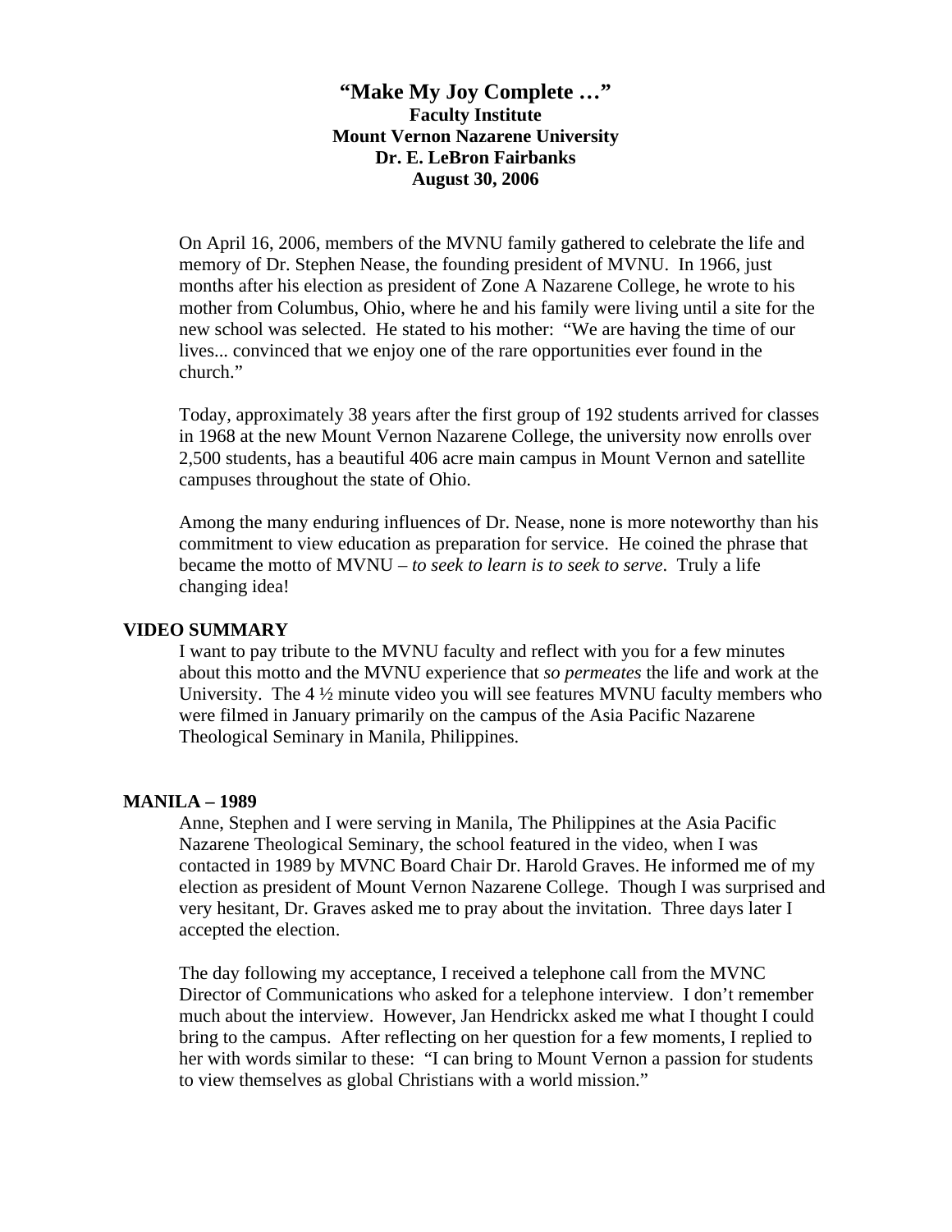# "Make My Joy Complete …"

**Faculty Institute**
**Mount Vernon Nazarene University**
**Dr. E. LeBron Fairbanks**
**August 30, 2006**

On April 16, 2006, members of the MVNU family gathered to celebrate the life and memory of Dr. Stephen Nease, the founding president of MVNU. In 1966, just months after his election as president of Zone A Nazarene College, he wrote to his mother from Columbus, Ohio, where he and his family were living until a site for the new school was selected. He stated to his mother: "We are having the time of our lives... convinced that we enjoy one of the rare opportunities ever found in the church."

Today, approximately 38 years after the first group of 192 students arrived for classes in 1968 at the new Mount Vernon Nazarene College, the university now enrolls over 2,500 students, has a beautiful 406 acre main campus in Mount Vernon and satellite campuses throughout the state of Ohio.

Among the many enduring influences of Dr. Nease, none is more noteworthy than his commitment to view education as preparation for service. He coined the phrase that became the motto of MVNU – *to seek to learn is to seek to serve*. Truly a life changing idea!

## VIDEO SUMMARY

I want to pay tribute to the MVNU faculty and reflect with you for a few minutes about this motto and the MVNU experience that *so permeates* the life and work at the University. The 4 ½ minute video you will see features MVNU faculty members who were filmed in January primarily on the campus of the Asia Pacific Nazarene Theological Seminary in Manila, Philippines.

## MANILA – 1989

Anne, Stephen and I were serving in Manila, The Philippines at the Asia Pacific Nazarene Theological Seminary, the school featured in the video, when I was contacted in 1989 by MVNC Board Chair Dr. Harold Graves. He informed me of my election as president of Mount Vernon Nazarene College. Though I was surprised and very hesitant, Dr. Graves asked me to pray about the invitation. Three days later I accepted the election.

The day following my acceptance, I received a telephone call from the MVNC Director of Communications who asked for a telephone interview. I don't remember much about the interview. However, Jan Hendrickx asked me what I thought I could bring to the campus. After reflecting on her question for a few moments, I replied to her with words similar to these: "I can bring to Mount Vernon a passion for students to view themselves as global Christians with a world mission."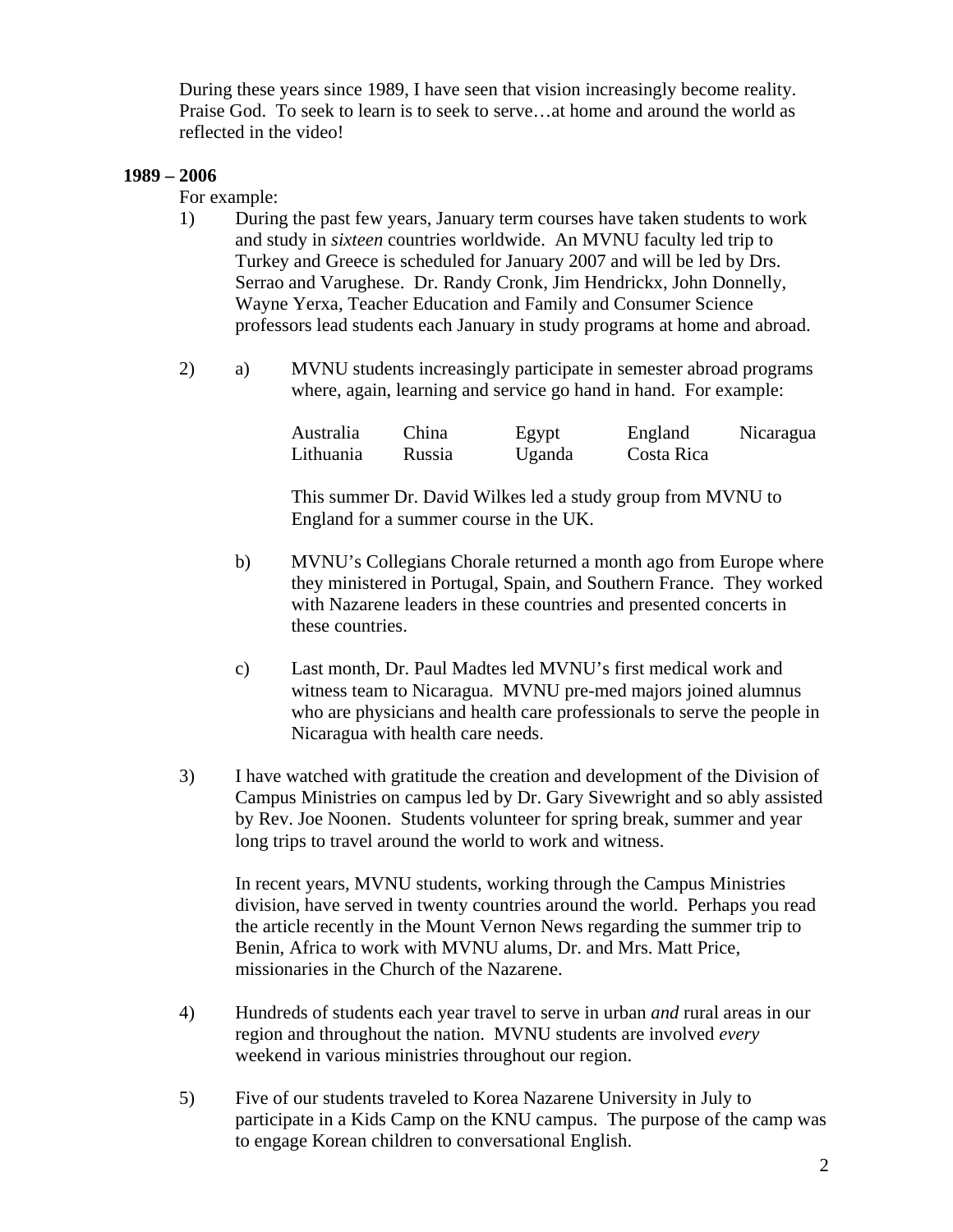During these years since 1989, I have seen that vision increasingly become reality. Praise God. To seek to learn is to seek to serve…at home and around the world as reflected in the video!

**1989 – 2006**

For example:

1) During the past few years, January term courses have taken students to work and study in *sixteen* countries worldwide. An MVNU faculty led trip to Turkey and Greece is scheduled for January 2007 and will be led by Drs. Serrao and Varughese. Dr. Randy Cronk, Jim Hendrickx, John Donnelly, Wayne Yerxa, Teacher Education and Family and Consumer Science professors lead students each January in study programs at home and abroad.

2) a) MVNU students increasingly participate in semester abroad programs where, again, learning and service go hand in hand. For example:

| Australia | China | Egypt | England | Nicaragua |
|---|---|---|---|---|
| Lithuania | Russia | Uganda | Costa Rica | |

This summer Dr. David Wilkes led a study group from MVNU to England for a summer course in the UK.

b) MVNU's Collegians Chorale returned a month ago from Europe where they ministered in Portugal, Spain, and Southern France. They worked with Nazarene leaders in these countries and presented concerts in these countries.

c) Last month, Dr. Paul Madtes led MVNU's first medical work and witness team to Nicaragua. MVNU pre-med majors joined alumnus who are physicians and health care professionals to serve the people in Nicaragua with health care needs.

3) I have watched with gratitude the creation and development of the Division of Campus Ministries on campus led by Dr. Gary Sivewright and so ably assisted by Rev. Joe Noonen. Students volunteer for spring break, summer and year long trips to travel around the world to work and witness.

In recent years, MVNU students, working through the Campus Ministries division, have served in twenty countries around the world. Perhaps you read the article recently in the Mount Vernon News regarding the summer trip to Benin, Africa to work with MVNU alums, Dr. and Mrs. Matt Price, missionaries in the Church of the Nazarene.

4) Hundreds of students each year travel to serve in urban *and* rural areas in our region and throughout the nation. MVNU students are involved *every* weekend in various ministries throughout our region.

5) Five of our students traveled to Korea Nazarene University in July to participate in a Kids Camp on the KNU campus. The purpose of the camp was to engage Korean children to conversational English.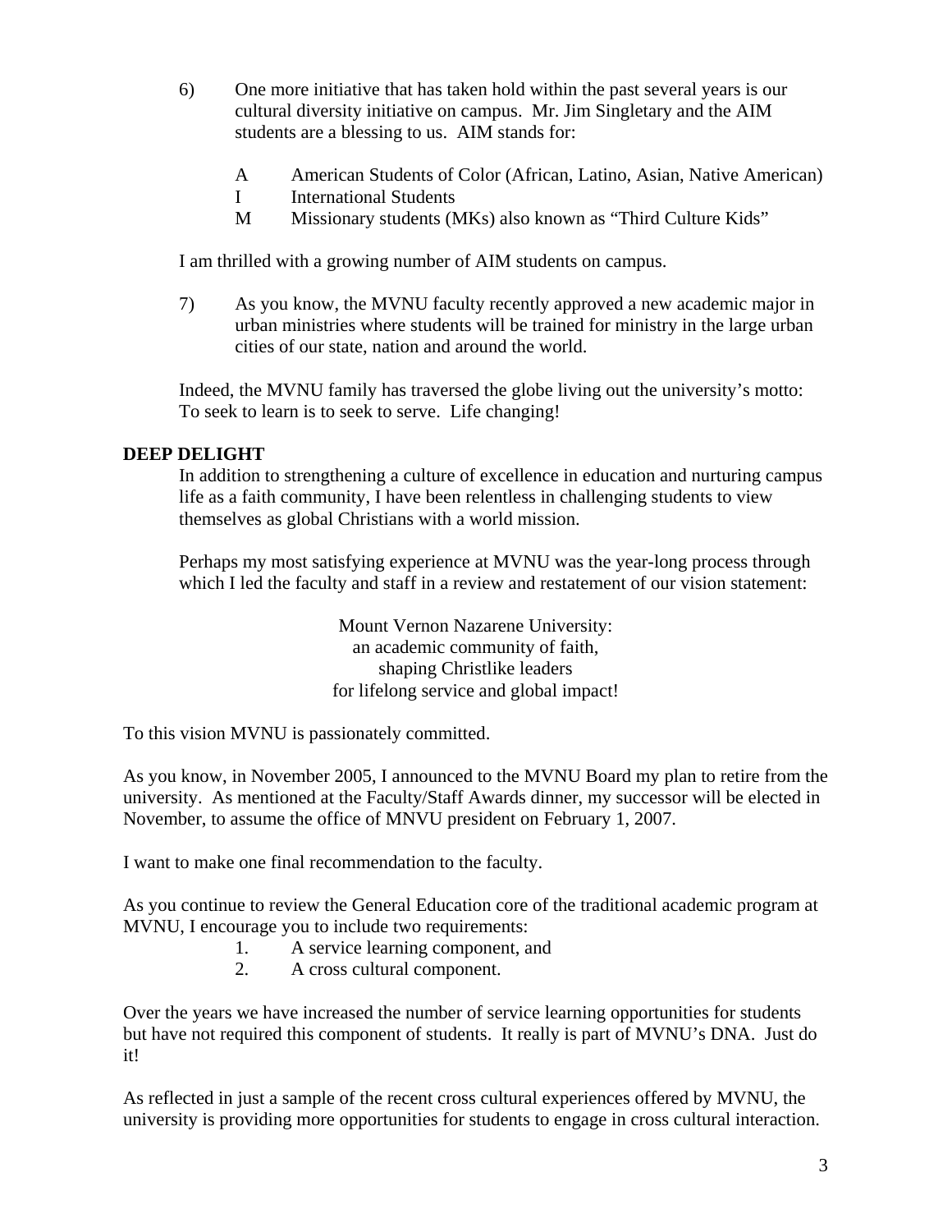6) One more initiative that has taken hold within the past several years is our cultural diversity initiative on campus. Mr. Jim Singletary and the AIM students are a blessing to us. AIM stands for:

   - A American Students of Color (African, Latino, Asian, Native American)
   - I International Students
   - M Missionary students (MKs) also known as "Third Culture Kids"

   I am thrilled with a growing number of AIM students on campus.

7) As you know, the MVNU faculty recently approved a new academic major in urban ministries where students will be trained for ministry in the large urban cities of our state, nation and around the world.

   Indeed, the MVNU family has traversed the globe living out the university's motto: To seek to learn is to seek to serve. Life changing!

**DEEP DELIGHT**

In addition to strengthening a culture of excellence in education and nurturing campus life as a faith community, I have been relentless in challenging students to view themselves as global Christians with a world mission.

Perhaps my most satisfying experience at MVNU was the year-long process through which I led the faculty and staff in a review and restatement of our vision statement:

> Mount Vernon Nazarene University:
> an academic community of faith,
> shaping Christlike leaders
> for lifelong service and global impact!

To this vision MVNU is passionately committed.

As you know, in November 2005, I announced to the MVNU Board my plan to retire from the university. As mentioned at the Faculty/Staff Awards dinner, my successor will be elected in November, to assume the office of MNVU president on February 1, 2007.

I want to make one final recommendation to the faculty.

As you continue to review the General Education core of the traditional academic program at MVNU, I encourage you to include two requirements:

1. A service learning component, and
2. A cross cultural component.

Over the years we have increased the number of service learning opportunities for students but have not required this component of students. It really is part of MVNU's DNA. Just do it!

As reflected in just a sample of the recent cross cultural experiences offered by MVNU, the university is providing more opportunities for students to engage in cross cultural interaction.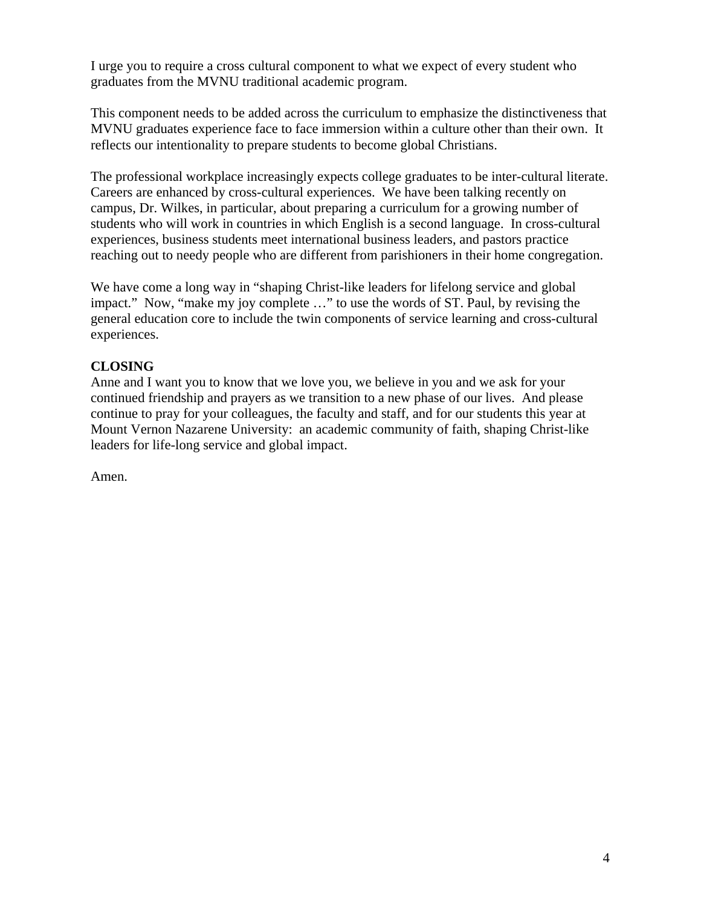I urge you to require a cross cultural component to what we expect of every student who graduates from the MVNU traditional academic program.

This component needs to be added across the curriculum to emphasize the distinctiveness that MVNU graduates experience face to face immersion within a culture other than their own. It reflects our intentionality to prepare students to become global Christians.

The professional workplace increasingly expects college graduates to be inter-cultural literate. Careers are enhanced by cross-cultural experiences. We have been talking recently on campus, Dr. Wilkes, in particular, about preparing a curriculum for a growing number of students who will work in countries in which English is a second language. In cross-cultural experiences, business students meet international business leaders, and pastors practice reaching out to needy people who are different from parishioners in their home congregation.

We have come a long way in "shaping Christ-like leaders for lifelong service and global impact." Now, "make my joy complete …" to use the words of ST. Paul, by revising the general education core to include the twin components of service learning and cross-cultural experiences.

**CLOSING**

Anne and I want you to know that we love you, we believe in you and we ask for your continued friendship and prayers as we transition to a new phase of our lives. And please continue to pray for your colleagues, the faculty and staff, and for our students this year at Mount Vernon Nazarene University: an academic community of faith, shaping Christ-like leaders for life-long service and global impact.

Amen.